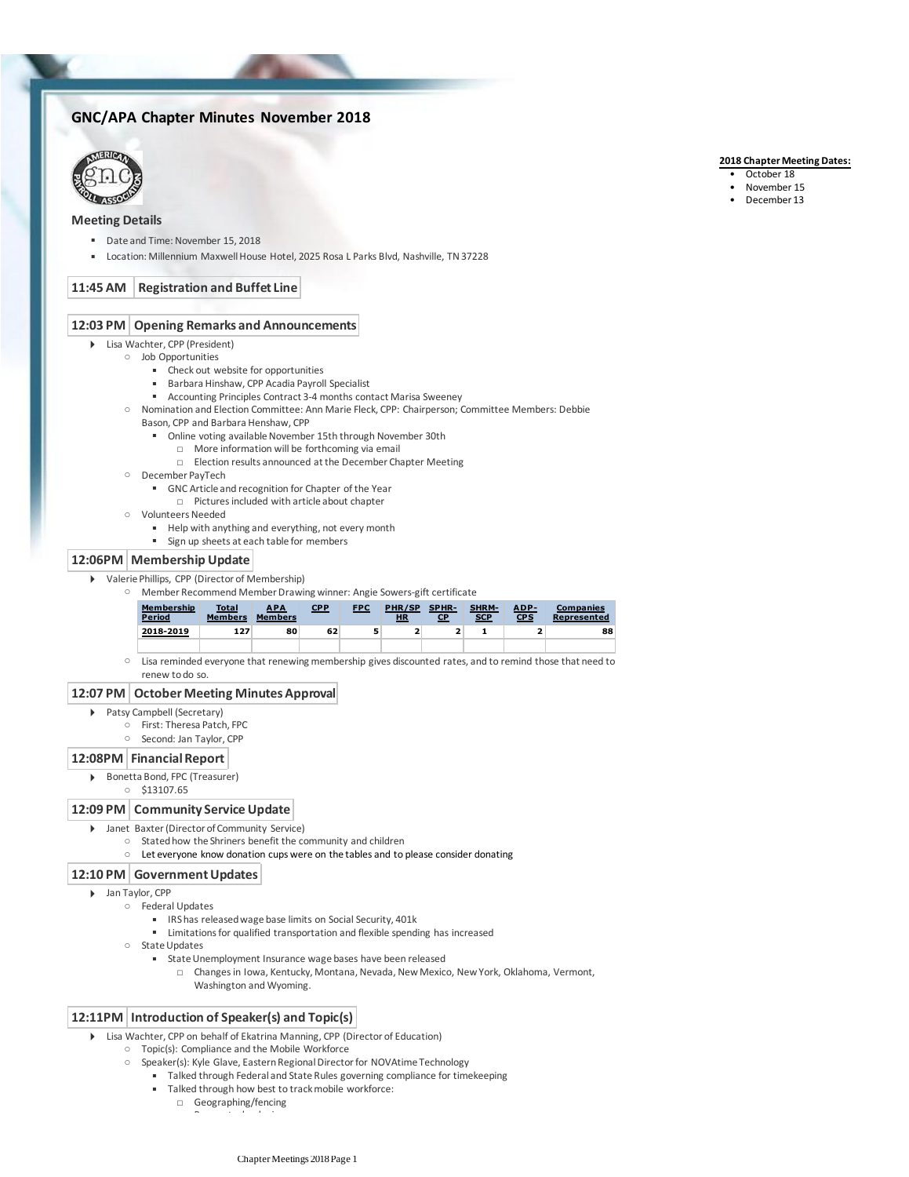# GNC/APA Chapter Minutes November 2018

**2018 Chapter Meeting Dates:**

- October 18
- November 15
- December 13

## Meeting Details

- Date and Time: November 15, 2018
- Location: Millennium Maxwell House Hotel, 2025 Rosa L Parks Blvd, Nashville, TN 37228

### 11:45 AM | Registration and Buffet Line

### 12:03 PM | Opening Remarks and Announcements

- Lisa Wachter, CPP (President)
  - Job Opportunities
    - Check out website for opportunities
    - Barbara Hinshaw, CPP Acadia Payroll Specialist
    - Accounting Principles Contract 3-4 months contact Marisa Sweeney
  - Nomination and Election Committee: Ann Marie Fleck, CPP: Chairperson; Committee Members: Debbie Bason, CPP and Barbara Henshaw, CPP
    - Online voting available November 15th through November 30th
      - More information will be forthcoming via email
      - Election results announced at the December Chapter Meeting
  - December PayTech
    - GNC Article and recognition for Chapter of the Year
      - Pictures included with article about chapter
  - Volunteers Needed
    - Help with anything and everything, not every month
    - Sign up sheets at each table for members

### 12:06PM | Membership Update

- Valerie Phillips, CPP (Director of Membership)
  - Member Recommend Member Drawing winner: Angie Sowers-gift certificate

| Membership Period | Total Members | APA Members | CPP | FPC | PHR/SPHR | SPHR-CP | SHRM-SCP | ADP-CPS | Companies Represented |
|---|---|---|---|---|---|---|---|---|---|
| 2018-2019 | 127 | 80 | 62 | 5 | 2 | 2 | 1 | 2 | 88 |
| | | | | | | | | | |

  - Lisa reminded everyone that renewing membership gives discounted rates, and to remind those that need to renew to do so.

### 12:07 PM | October Meeting Minutes Approval

- Patsy Campbell (Secretary)
  - First: Theresa Patch, FPC
  - Second: Jan Taylor, CPP

### 12:08PM | Financial Report

- Bonetta Bond, FPC (Treasurer)
  - $13107.65

### 12:09 PM | Community Service Update

- Janet Baxter (Director of Community Service)
  - Stated how the Shriners benefit the community and children
  - Let everyone know donation cups were on the tables and to please consider donating

### 12:10 PM | Government Updates

- Jan Taylor, CPP
  - Federal Updates
    - IRS has released wage base limits on Social Security, 401k
    - Limitations for qualified transportation and flexible spending has increased
  - State Updates
    - State Unemployment Insurance wage bases have been released
      - Changes in Iowa, Kentucky, Montana, Nevada, New Mexico, New York, Oklahoma, Vermont, Washington and Wyoming.

### 12:11PM | Introduction of Speaker(s) and Topic(s)

- Lisa Wachter, CPP on behalf of Ekatrina Manning, CPP (Director of Education)
  - Topic(s): Compliance and the Mobile Workforce
  - Speaker(s): Kyle Glave, Eastern Regional Director for NOVAtime Technology
    - Talked through Federal and State Rules governing compliance for timekeeping
    - Talked through how best to track mobile workforce:
      - Geographing/fencing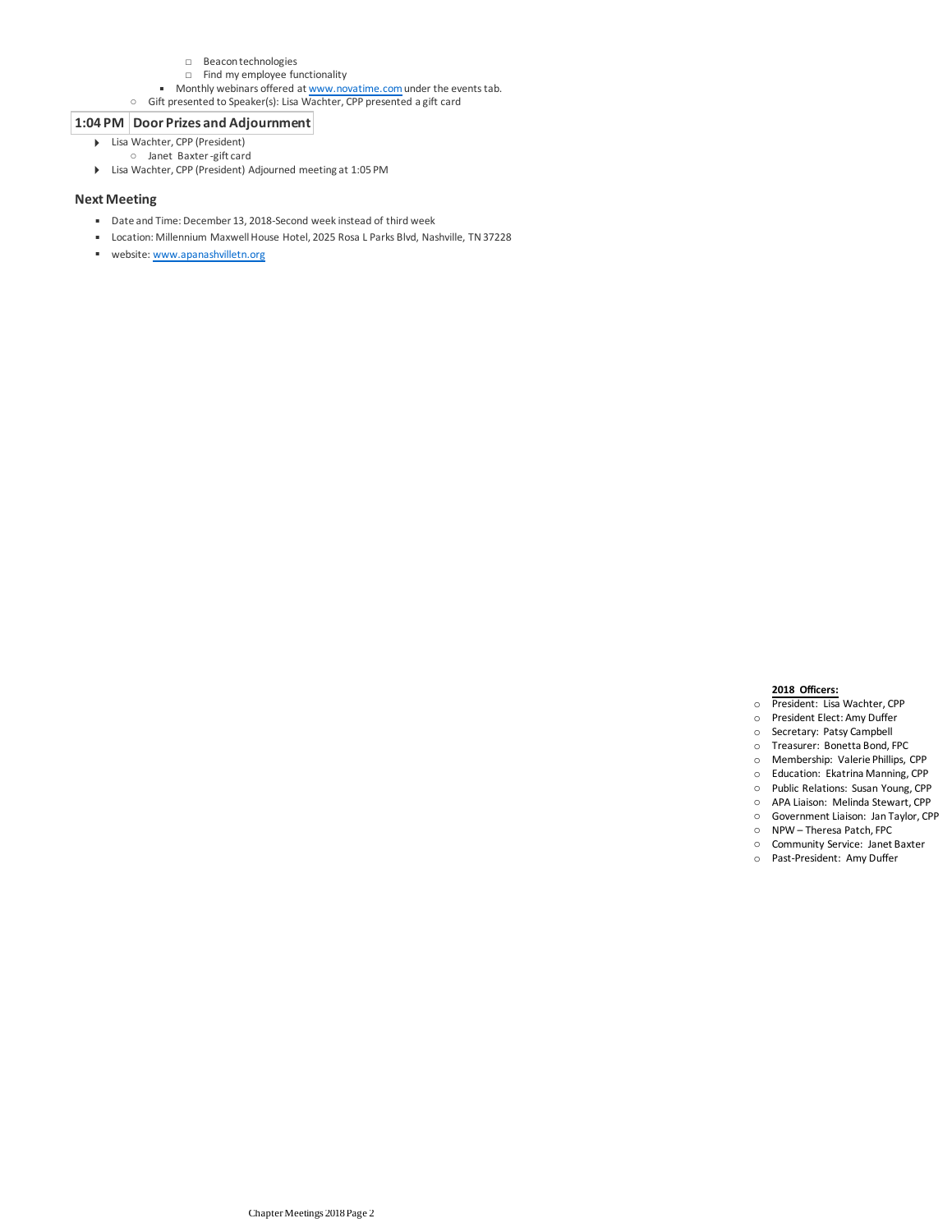- Beacon technologies
            - Find my employee functionality
        - Monthly webinars offered at www.novatime.com under the events tab.
    - Gift presented to Speaker(s): Lisa Wachter, CPP presented a gift card

| 1:04 PM | Door Prizes and Adjournment |
|---|---|

- Lisa Wachter, CPP (President)
    - Janet Baxter -gift card
- Lisa Wachter, CPP (President) Adjourned meeting at 1:05 PM

### Next Meeting

- Date and Time: December 13, 2018-Second week instead of third week
- Location: Millennium Maxwell House Hotel, 2025 Rosa L Parks Blvd, Nashville, TN 37228
- website: www.apanashvilletn.org

**2018 Officers:**

- President: Lisa Wachter, CPP
- President Elect: Amy Duffer
- Secretary: Patsy Campbell
- Treasurer: Bonetta Bond, FPC
- Membership: Valerie Phillips, CPP
- Education: Ekatrina Manning, CPP
- Public Relations: Susan Young, CPP
- APA Liaison: Melinda Stewart, CPP
- Government Liaison: Jan Taylor, CPP
- NPW – Theresa Patch, FPC
- Community Service: Janet Baxter
- Past-President: Amy Duffer